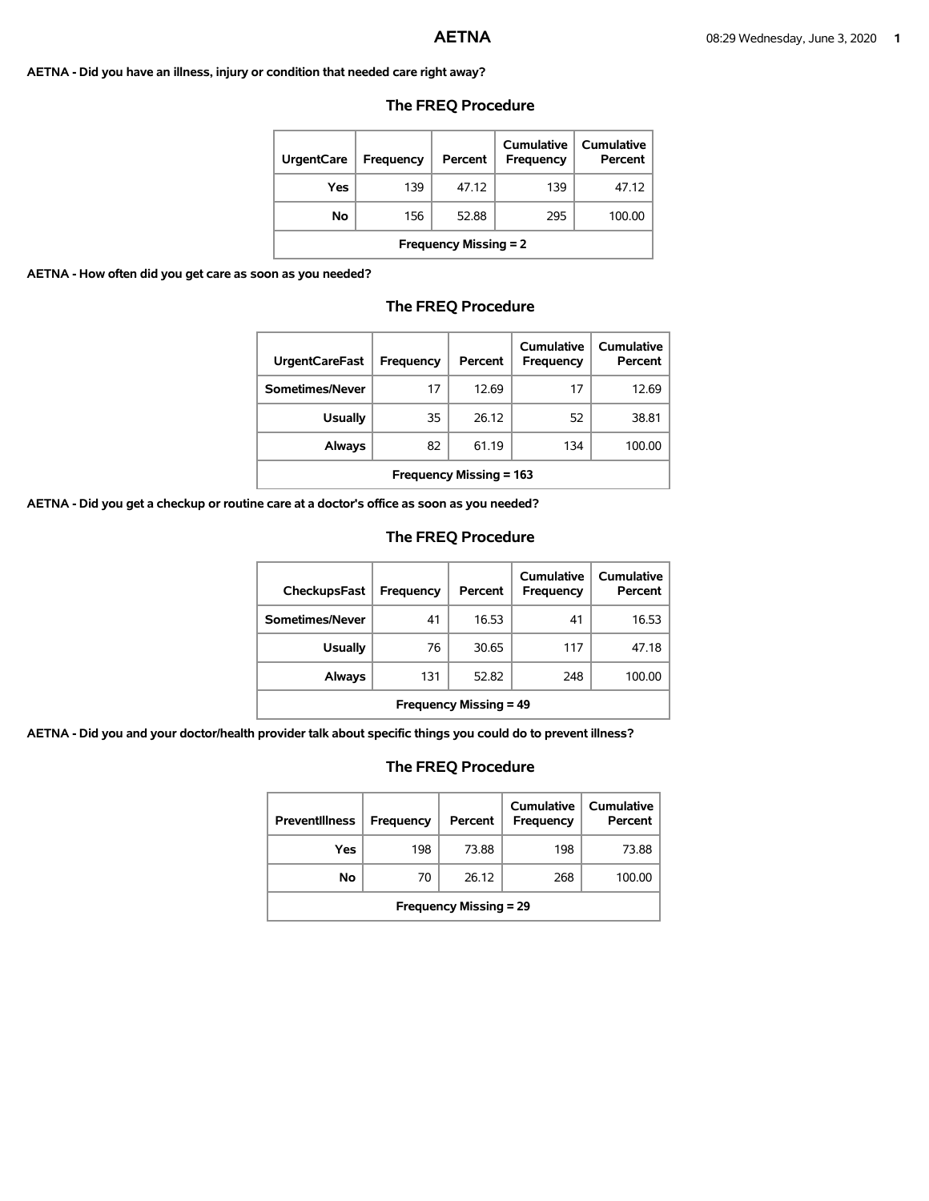# AETNA

**AETNA - Did you have an illness, injury or condition that needed care right away?**

## The FREQ Procedure

| UrgentCare | Frequency | Percent | Cumulative Frequency | Cumulative Percent |
|---|---|---|---|---|
| Yes | 139 | 47.12 | 139 | 47.12 |
| No | 156 | 52.88 | 295 | 100.00 |
| Frequency Missing = 2 | | | | |

**AETNA - How often did you get care as soon as you needed?**

## The FREQ Procedure

| UrgentCareFast | Frequency | Percent | Cumulative Frequency | Cumulative Percent |
|---|---|---|---|---|
| Sometimes/Never | 17 | 12.69 | 17 | 12.69 |
| Usually | 35 | 26.12 | 52 | 38.81 |
| Always | 82 | 61.19 | 134 | 100.00 |
| Frequency Missing = 163 | | | | |

**AETNA - Did you get a checkup or routine care at a doctor's office as soon as you needed?**

## The FREQ Procedure

| CheckupsFast | Frequency | Percent | Cumulative Frequency | Cumulative Percent |
|---|---|---|---|---|
| Sometimes/Never | 41 | 16.53 | 41 | 16.53 |
| Usually | 76 | 30.65 | 117 | 47.18 |
| Always | 131 | 52.82 | 248 | 100.00 |
| Frequency Missing = 49 | | | | |

**AETNA - Did you and your doctor/health provider talk about specific things you could do to prevent illness?**

## The FREQ Procedure

| PreventIllness | Frequency | Percent | Cumulative Frequency | Cumulative Percent |
|---|---|---|---|---|
| Yes | 198 | 73.88 | 198 | 73.88 |
| No | 70 | 26.12 | 268 | 100.00 |
| Frequency Missing = 29 | | | | |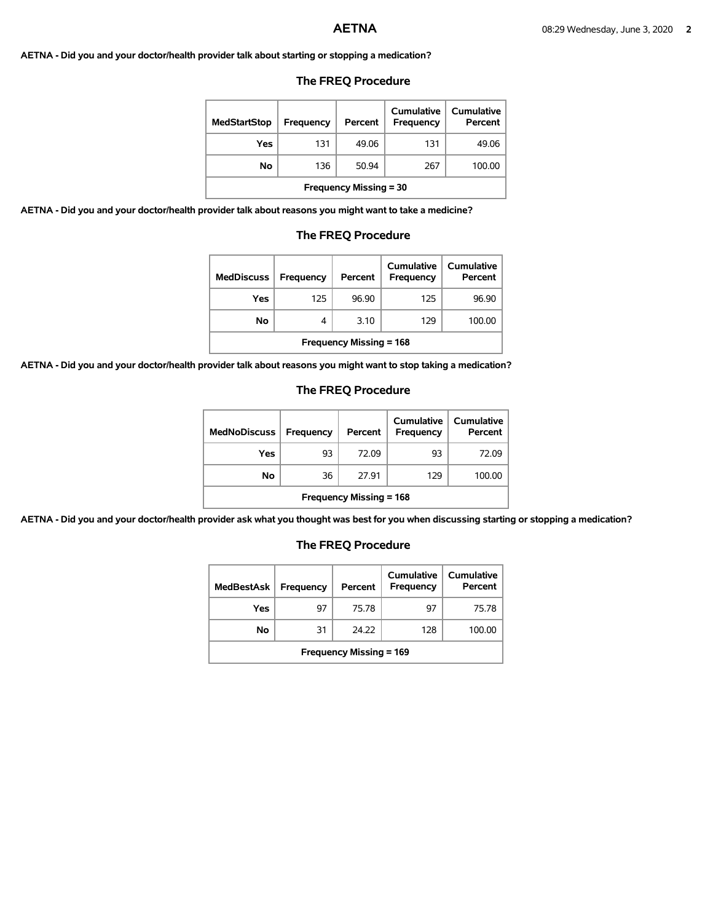**AETNA - Did you and your doctor/health provider talk about starting or stopping a medication?**

## The FREQ Procedure

| MedStartStop | Frequency | Percent | Cumulative Frequency | Cumulative Percent |
|---|---|---|---|---|
| Yes | 131 | 49.06 | 131 | 49.06 |
| No | 136 | 50.94 | 267 | 100.00 |
| Frequency Missing = 30 | | | | |

**AETNA - Did you and your doctor/health provider talk about reasons you might want to take a medicine?**

## The FREQ Procedure

| MedDiscuss | Frequency | Percent | Cumulative Frequency | Cumulative Percent |
|---|---|---|---|---|
| Yes | 125 | 96.90 | 125 | 96.90 |
| No | 4 | 3.10 | 129 | 100.00 |
| Frequency Missing = 168 | | | | |

**AETNA - Did you and your doctor/health provider talk about reasons you might want to stop taking a medication?**

## The FREQ Procedure

| MedNoDiscuss | Frequency | Percent | Cumulative Frequency | Cumulative Percent |
|---|---|---|---|---|
| Yes | 93 | 72.09 | 93 | 72.09 |
| No | 36 | 27.91 | 129 | 100.00 |
| Frequency Missing = 168 | | | | |

**AETNA - Did you and your doctor/health provider ask what you thought was best for you when discussing starting or stopping a medication?**

## The FREQ Procedure

| MedBestAsk | Frequency | Percent | Cumulative Frequency | Cumulative Percent |
|---|---|---|---|---|
| Yes | 97 | 75.78 | 97 | 75.78 |
| No | 31 | 24.22 | 128 | 100.00 |
| Frequency Missing = 169 | | | | |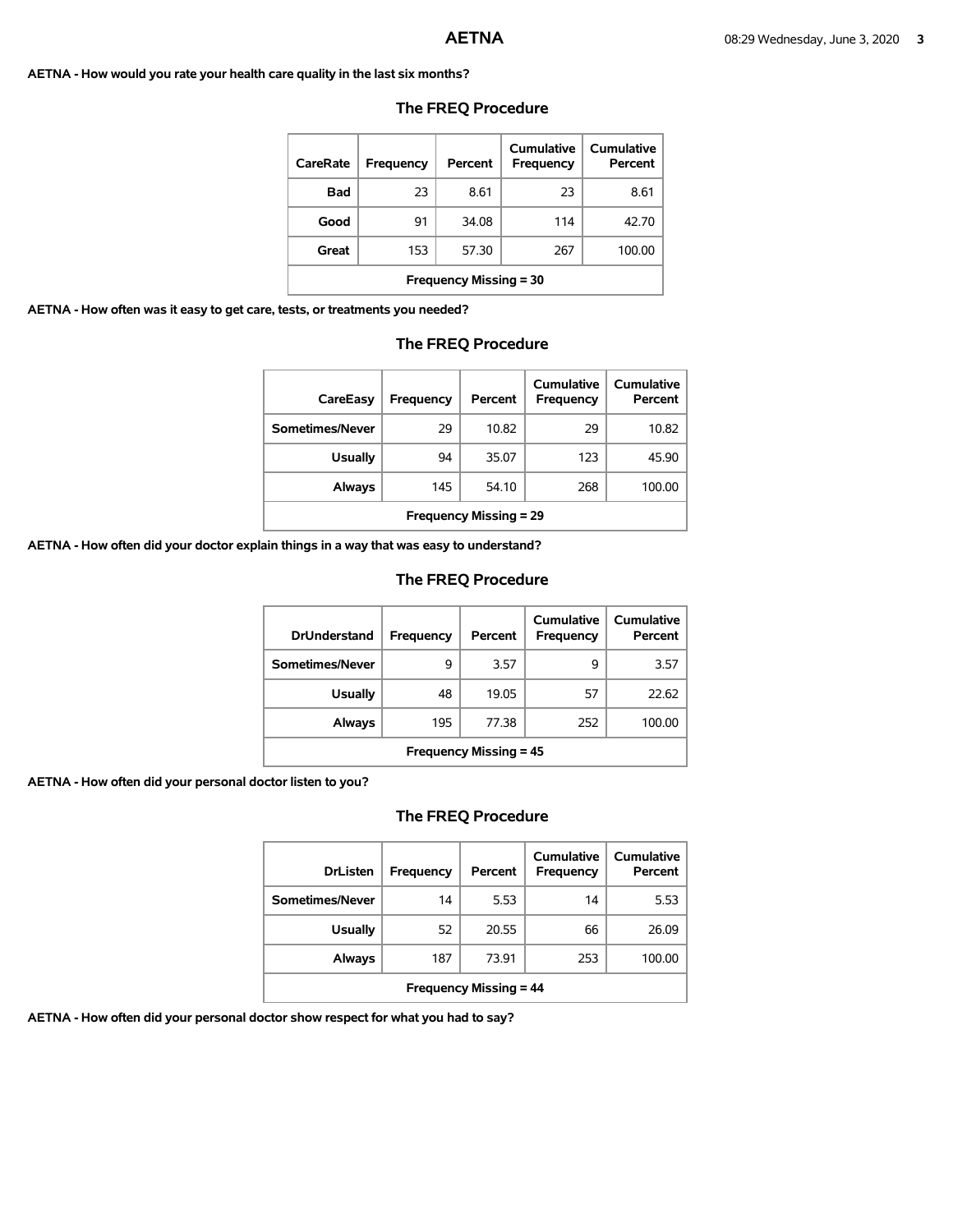**AETNA - How would you rate your health care quality in the last six months?**

### The FREQ Procedure

| CareRate | Frequency | Percent | Cumulative Frequency | Cumulative Percent |
|---|---|---|---|---|
| Bad | 23 | 8.61 | 23 | 8.61 |
| Good | 91 | 34.08 | 114 | 42.70 |
| Great | 153 | 57.30 | 267 | 100.00 |
| Frequency Missing = 30 | | | | |

**AETNA - How often was it easy to get care, tests, or treatments you needed?**

### The FREQ Procedure

| CareEasy | Frequency | Percent | Cumulative Frequency | Cumulative Percent |
|---|---|---|---|---|
| Sometimes/Never | 29 | 10.82 | 29 | 10.82 |
| Usually | 94 | 35.07 | 123 | 45.90 |
| Always | 145 | 54.10 | 268 | 100.00 |
| Frequency Missing = 29 | | | | |

**AETNA - How often did your doctor explain things in a way that was easy to understand?**

### The FREQ Procedure

| DrUnderstand | Frequency | Percent | Cumulative Frequency | Cumulative Percent |
|---|---|---|---|---|
| Sometimes/Never | 9 | 3.57 | 9 | 3.57 |
| Usually | 48 | 19.05 | 57 | 22.62 |
| Always | 195 | 77.38 | 252 | 100.00 |
| Frequency Missing = 45 | | | | |

**AETNA - How often did your personal doctor listen to you?**

### The FREQ Procedure

| DrListen | Frequency | Percent | Cumulative Frequency | Cumulative Percent |
|---|---|---|---|---|
| Sometimes/Never | 14 | 5.53 | 14 | 5.53 |
| Usually | 52 | 20.55 | 66 | 26.09 |
| Always | 187 | 73.91 | 253 | 100.00 |
| Frequency Missing = 44 | | | | |

**AETNA - How often did your personal doctor show respect for what you had to say?**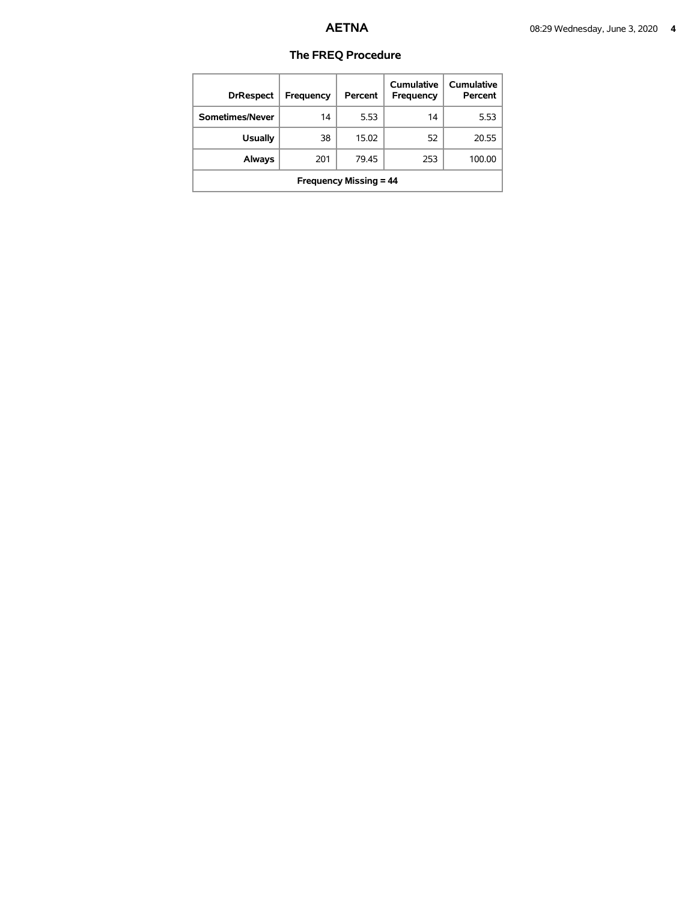# AETNA

## The FREQ Procedure

| DrRespect | Frequency | Percent | Cumulative Frequency | Cumulative Percent |
|---|---|---|---|---|
| Sometimes/Never | 14 | 5.53 | 14 | 5.53 |
| Usually | 38 | 15.02 | 52 | 20.55 |
| Always | 201 | 79.45 | 253 | 100.00 |
| Frequency Missing = 44 | | | | |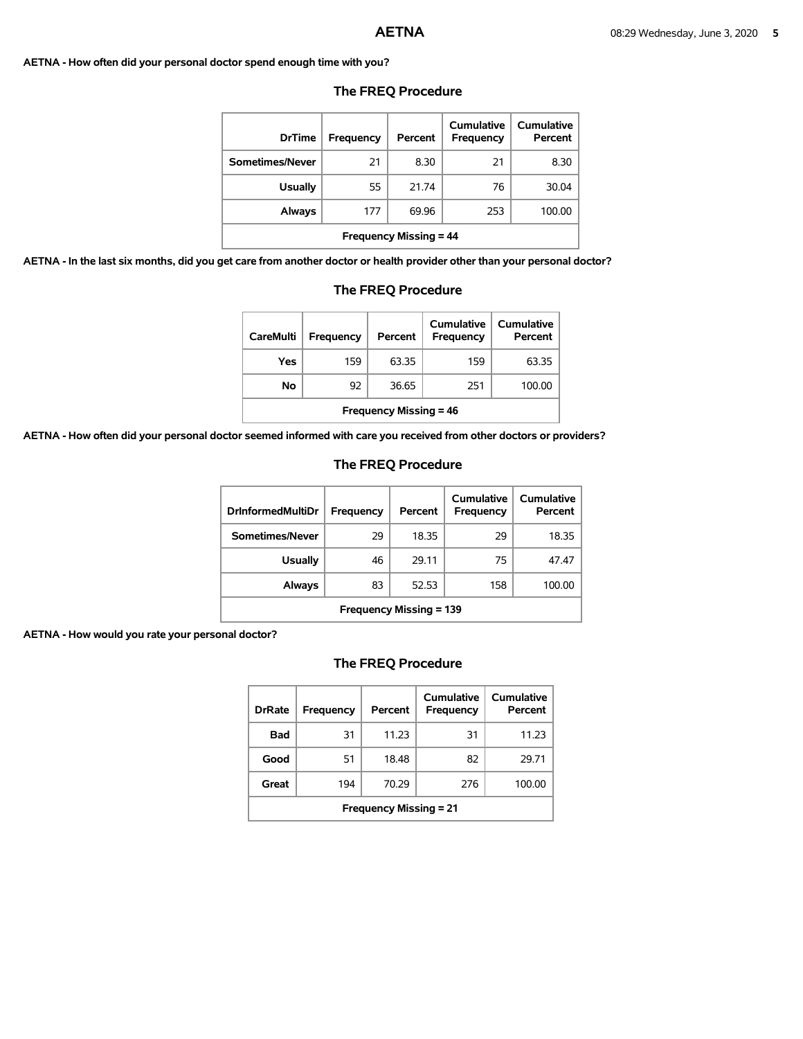**AETNA - How often did your personal doctor spend enough time with you?**

### The FREQ Procedure

| DrTime | Frequency | Percent | Cumulative Frequency | Cumulative Percent |
|---|---|---|---|---|
| Sometimes/Never | 21 | 8.30 | 21 | 8.30 |
| Usually | 55 | 21.74 | 76 | 30.04 |
| Always | 177 | 69.96 | 253 | 100.00 |
| Frequency Missing = 44 | | | | |

**AETNA - In the last six months, did you get care from another doctor or health provider other than your personal doctor?**

### The FREQ Procedure

| CareMulti | Frequency | Percent | Cumulative Frequency | Cumulative Percent |
|---|---|---|---|---|
| Yes | 159 | 63.35 | 159 | 63.35 |
| No | 92 | 36.65 | 251 | 100.00 |
| Frequency Missing = 46 | | | | |

**AETNA - How often did your personal doctor seemed informed with care you received from other doctors or providers?**

### The FREQ Procedure

| DrInformedMultiDr | Frequency | Percent | Cumulative Frequency | Cumulative Percent |
|---|---|---|---|---|
| Sometimes/Never | 29 | 18.35 | 29 | 18.35 |
| Usually | 46 | 29.11 | 75 | 47.47 |
| Always | 83 | 52.53 | 158 | 100.00 |
| Frequency Missing = 139 | | | | |

**AETNA - How would you rate your personal doctor?**

### The FREQ Procedure

| DrRate | Frequency | Percent | Cumulative Frequency | Cumulative Percent |
|---|---|---|---|---|
| Bad | 31 | 11.23 | 31 | 11.23 |
| Good | 51 | 18.48 | 82 | 29.71 |
| Great | 194 | 70.29 | 276 | 100.00 |
| Frequency Missing = 21 | | | | |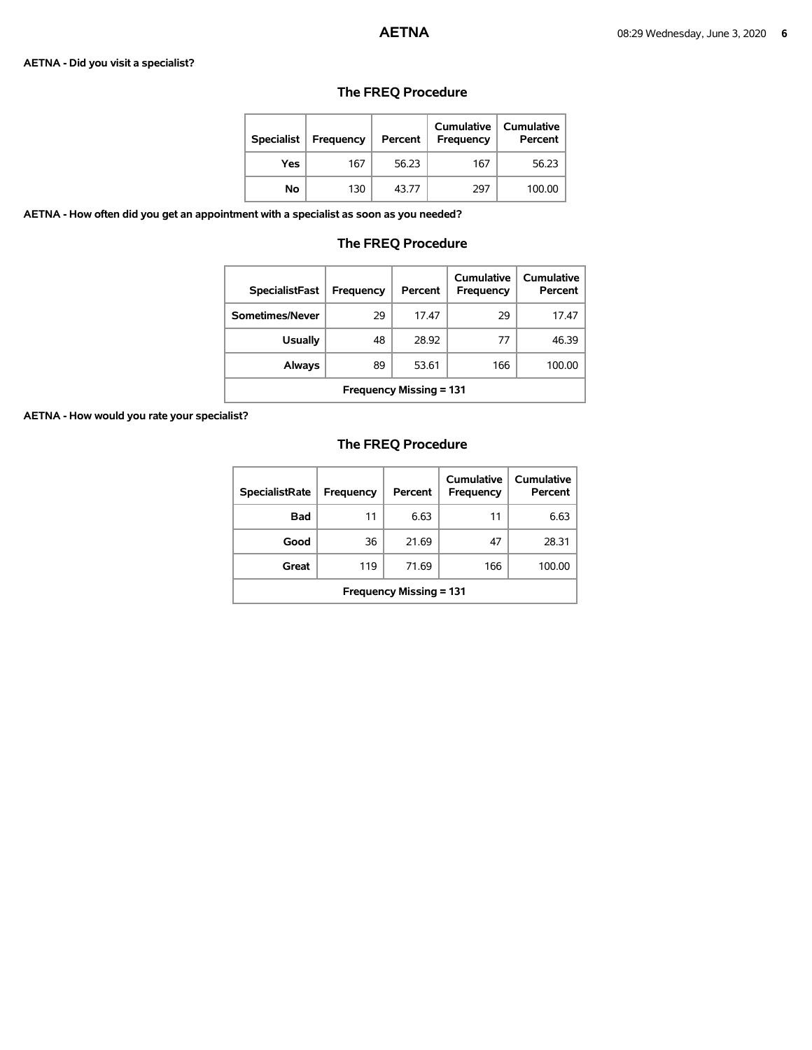**AETNA - Did you visit a specialist?**

## The FREQ Procedure

| Specialist | Frequency | Percent | Cumulative Frequency | Cumulative Percent |
|---|---|---|---|---|
| Yes | 167 | 56.23 | 167 | 56.23 |
| No | 130 | 43.77 | 297 | 100.00 |

**AETNA - How often did you get an appointment with a specialist as soon as you needed?**

## The FREQ Procedure

| SpecialistFast | Frequency | Percent | Cumulative Frequency | Cumulative Percent |
|---|---|---|---|---|
| Sometimes/Never | 29 | 17.47 | 29 | 17.47 |
| Usually | 48 | 28.92 | 77 | 46.39 |
| Always | 89 | 53.61 | 166 | 100.00 |
| Frequency Missing = 131 | | | | |

**AETNA - How would you rate your specialist?**

## The FREQ Procedure

| SpecialistRate | Frequency | Percent | Cumulative Frequency | Cumulative Percent |
|---|---|---|---|---|
| Bad | 11 | 6.63 | 11 | 6.63 |
| Good | 36 | 21.69 | 47 | 28.31 |
| Great | 119 | 71.69 | 166 | 100.00 |
| Frequency Missing = 131 | | | | |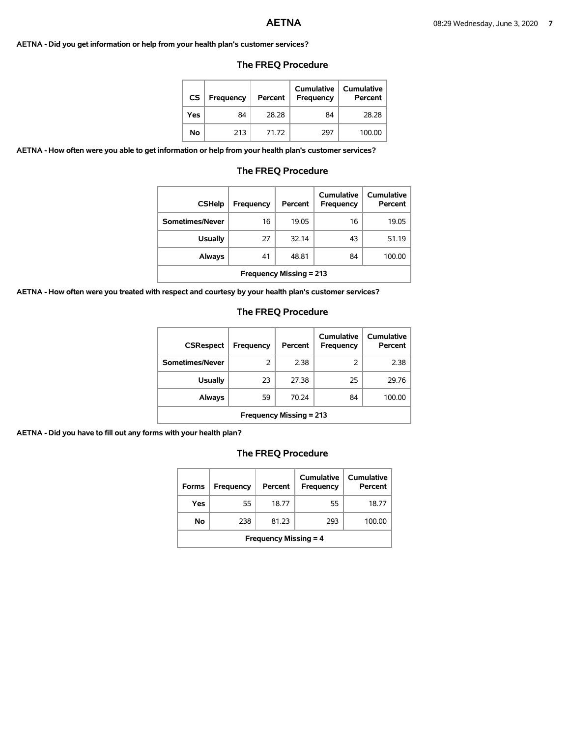**AETNA - Did you get information or help from your health plan's customer services?**

## The FREQ Procedure

| CS | Frequency | Percent | Cumulative Frequency | Cumulative Percent |
|---|---|---|---|---|
| Yes | 84 | 28.28 | 84 | 28.28 |
| No | 213 | 71.72 | 297 | 100.00 |

**AETNA - How often were you able to get information or help from your health plan's customer services?**

## The FREQ Procedure

| CSHelp | Frequency | Percent | Cumulative Frequency | Cumulative Percent |
|---|---|---|---|---|
| Sometimes/Never | 16 | 19.05 | 16 | 19.05 |
| Usually | 27 | 32.14 | 43 | 51.19 |
| Always | 41 | 48.81 | 84 | 100.00 |
| Frequency Missing = 213 | | | | |

**AETNA - How often were you treated with respect and courtesy by your health plan's customer services?**

## The FREQ Procedure

| CSRespect | Frequency | Percent | Cumulative Frequency | Cumulative Percent |
|---|---|---|---|---|
| Sometimes/Never | 2 | 2.38 | 2 | 2.38 |
| Usually | 23 | 27.38 | 25 | 29.76 |
| Always | 59 | 70.24 | 84 | 100.00 |
| Frequency Missing = 213 | | | | |

**AETNA - Did you have to fill out any forms with your health plan?**

## The FREQ Procedure

| Forms | Frequency | Percent | Cumulative Frequency | Cumulative Percent |
|---|---|---|---|---|
| Yes | 55 | 18.77 | 55 | 18.77 |
| No | 238 | 81.23 | 293 | 100.00 |
| Frequency Missing = 4 | | | | |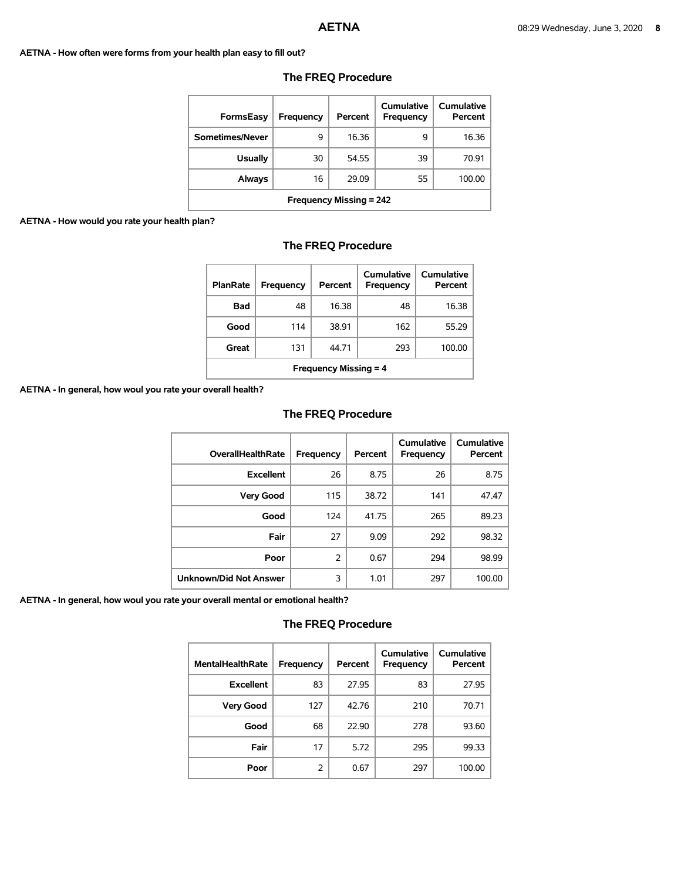**AETNA - How often were forms from your health plan easy to fill out?**

## The FREQ Procedure

| FormsEasy | Frequency | Percent | Cumulative Frequency | Cumulative Percent |
|---|---|---|---|---|
| Sometimes/Never | 9 | 16.36 | 9 | 16.36 |
| Usually | 30 | 54.55 | 39 | 70.91 |
| Always | 16 | 29.09 | 55 | 100.00 |
| Frequency Missing = 242 | | | | |

**AETNA - How would you rate your health plan?**

## The FREQ Procedure

| PlanRate | Frequency | Percent | Cumulative Frequency | Cumulative Percent |
|---|---|---|---|---|
| Bad | 48 | 16.38 | 48 | 16.38 |
| Good | 114 | 38.91 | 162 | 55.29 |
| Great | 131 | 44.71 | 293 | 100.00 |
| Frequency Missing = 4 | | | | |

**AETNA - In general, how woul you rate your overall health?**

## The FREQ Procedure

| OverallHealthRate | Frequency | Percent | Cumulative Frequency | Cumulative Percent |
|---|---|---|---|---|
| Excellent | 26 | 8.75 | 26 | 8.75 |
| Very Good | 115 | 38.72 | 141 | 47.47 |
| Good | 124 | 41.75 | 265 | 89.23 |
| Fair | 27 | 9.09 | 292 | 98.32 |
| Poor | 2 | 0.67 | 294 | 98.99 |
| Unknown/Did Not Answer | 3 | 1.01 | 297 | 100.00 |

**AETNA - In general, how woul you rate your overall mental or emotional health?**

## The FREQ Procedure

| MentalHealthRate | Frequency | Percent | Cumulative Frequency | Cumulative Percent |
|---|---|---|---|---|
| Excellent | 83 | 27.95 | 83 | 27.95 |
| Very Good | 127 | 42.76 | 210 | 70.71 |
| Good | 68 | 22.90 | 278 | 93.60 |
| Fair | 17 | 5.72 | 295 | 99.33 |
| Poor | 2 | 0.67 | 297 | 100.00 |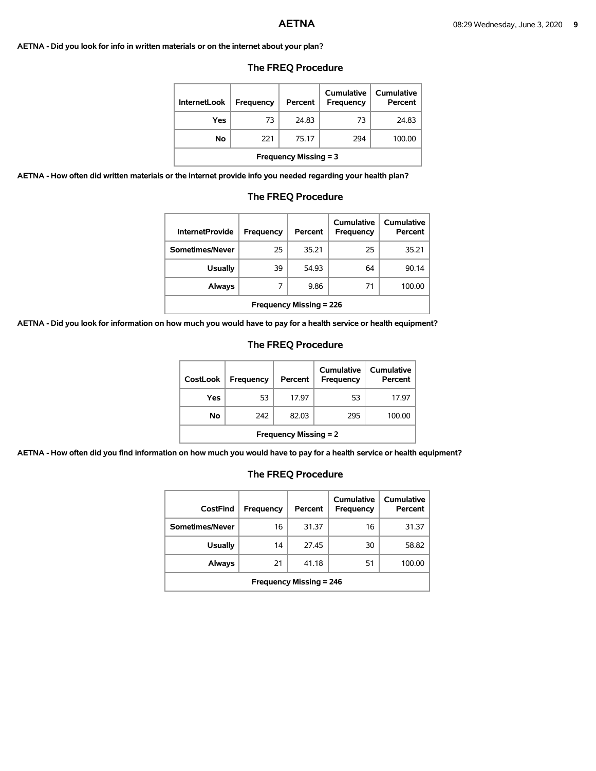**AETNA - Did you look for info in written materials or on the internet about your plan?**

### The FREQ Procedure

| InternetLook | Frequency | Percent | Cumulative Frequency | Cumulative Percent |
|---|---|---|---|---|
| Yes | 73 | 24.83 | 73 | 24.83 |
| No | 221 | 75.17 | 294 | 100.00 |
| Frequency Missing = 3 | | | | |

**AETNA - How often did written materials or the internet provide info you needed regarding your health plan?**

### The FREQ Procedure

| InternetProvide | Frequency | Percent | Cumulative Frequency | Cumulative Percent |
|---|---|---|---|---|
| Sometimes/Never | 25 | 35.21 | 25 | 35.21 |
| Usually | 39 | 54.93 | 64 | 90.14 |
| Always | 7 | 9.86 | 71 | 100.00 |
| Frequency Missing = 226 | | | | |

**AETNA - Did you look for information on how much you would have to pay for a health service or health equipment?**

### The FREQ Procedure

| CostLook | Frequency | Percent | Cumulative Frequency | Cumulative Percent |
|---|---|---|---|---|
| Yes | 53 | 17.97 | 53 | 17.97 |
| No | 242 | 82.03 | 295 | 100.00 |
| Frequency Missing = 2 | | | | |

**AETNA - How often did you find information on how much you would have to pay for a health service or health equipment?**

### The FREQ Procedure

| CostFind | Frequency | Percent | Cumulative Frequency | Cumulative Percent |
|---|---|---|---|---|
| Sometimes/Never | 16 | 31.37 | 16 | 31.37 |
| Usually | 14 | 27.45 | 30 | 58.82 |
| Always | 21 | 41.18 | 51 | 100.00 |
| Frequency Missing = 246 | | | | |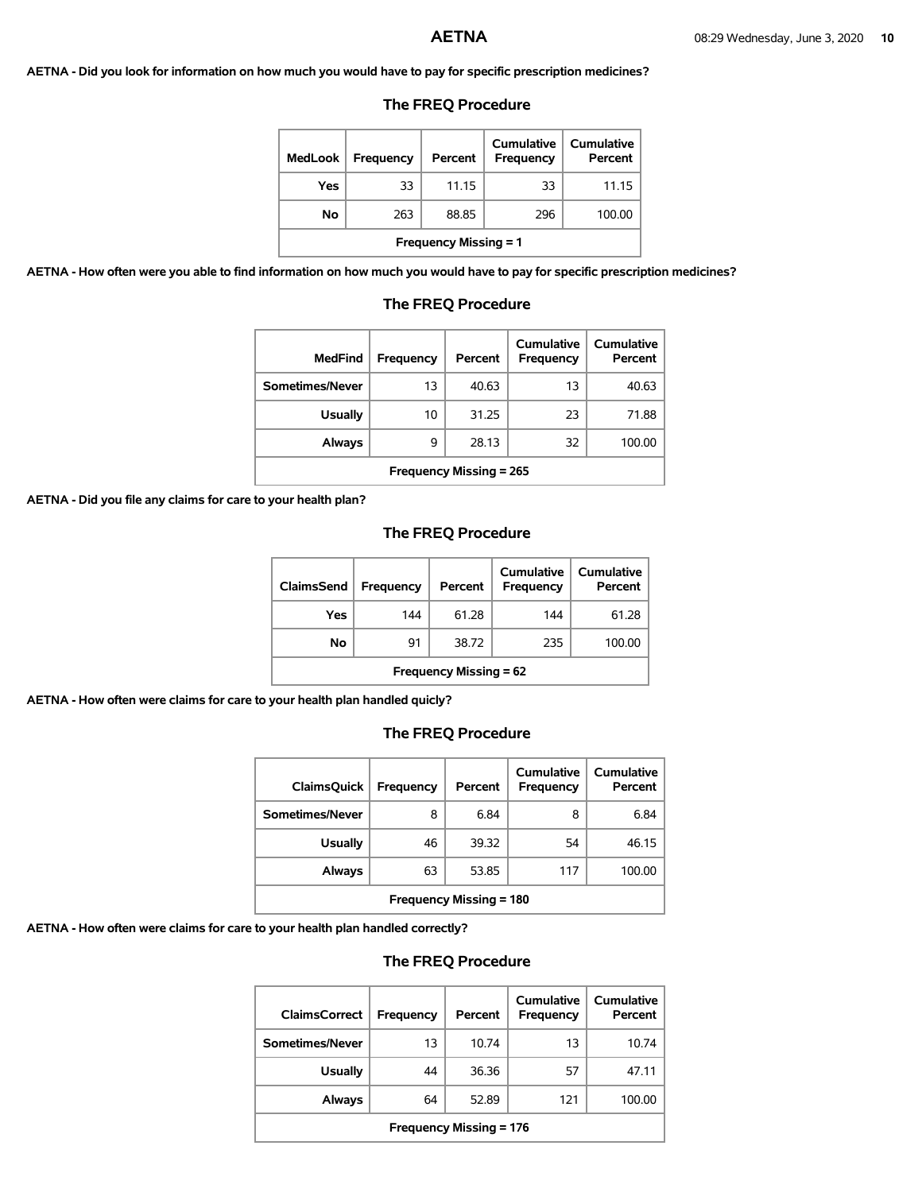**AETNA - Did you look for information on how much you would have to pay for specific prescription medicines?**

### The FREQ Procedure

| MedLook | Frequency | Percent | Cumulative Frequency | Cumulative Percent |
|---|---|---|---|---|
| Yes | 33 | 11.15 | 33 | 11.15 |
| No | 263 | 88.85 | 296 | 100.00 |
| Frequency Missing = 1 | | | | |

**AETNA - How often were you able to find information on how much you would have to pay for specific prescription medicines?**

### The FREQ Procedure

| MedFind | Frequency | Percent | Cumulative Frequency | Cumulative Percent |
|---|---|---|---|---|
| Sometimes/Never | 13 | 40.63 | 13 | 40.63 |
| Usually | 10 | 31.25 | 23 | 71.88 |
| Always | 9 | 28.13 | 32 | 100.00 |
| Frequency Missing = 265 | | | | |

**AETNA - Did you file any claims for care to your health plan?**

### The FREQ Procedure

| ClaimsSend | Frequency | Percent | Cumulative Frequency | Cumulative Percent |
|---|---|---|---|---|
| Yes | 144 | 61.28 | 144 | 61.28 |
| No | 91 | 38.72 | 235 | 100.00 |
| Frequency Missing = 62 | | | | |

**AETNA - How often were claims for care to your health plan handled quicly?**

### The FREQ Procedure

| ClaimsQuick | Frequency | Percent | Cumulative Frequency | Cumulative Percent |
|---|---|---|---|---|
| Sometimes/Never | 8 | 6.84 | 8 | 6.84 |
| Usually | 46 | 39.32 | 54 | 46.15 |
| Always | 63 | 53.85 | 117 | 100.00 |
| Frequency Missing = 180 | | | | |

**AETNA - How often were claims for care to your health plan handled correctly?**

### The FREQ Procedure

| ClaimsCorrect | Frequency | Percent | Cumulative Frequency | Cumulative Percent |
|---|---|---|---|---|
| Sometimes/Never | 13 | 10.74 | 13 | 10.74 |
| Usually | 44 | 36.36 | 57 | 47.11 |
| Always | 64 | 52.89 | 121 | 100.00 |
| Frequency Missing = 176 | | | | |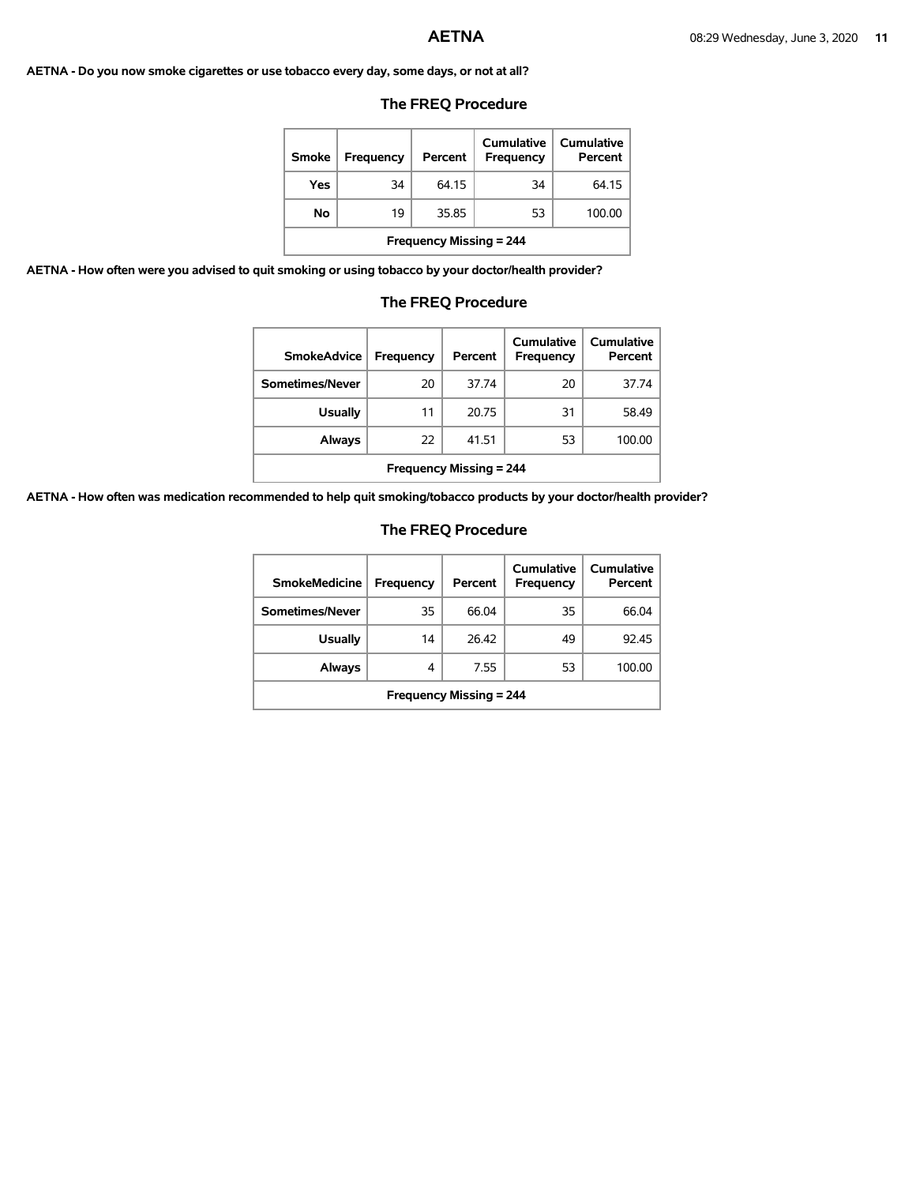**AETNA - Do you now smoke cigarettes or use tobacco every day, some days, or not at all?**

## The FREQ Procedure

| Smoke | Frequency | Percent | Cumulative Frequency | Cumulative Percent |
|---|---|---|---|---|
| Yes | 34 | 64.15 | 34 | 64.15 |
| No | 19 | 35.85 | 53 | 100.00 |
| Frequency Missing = 244 | | | | |

**AETNA - How often were you advised to quit smoking or using tobacco by your doctor/health provider?**

## The FREQ Procedure

| SmokeAdvice | Frequency | Percent | Cumulative Frequency | Cumulative Percent |
|---|---|---|---|---|
| Sometimes/Never | 20 | 37.74 | 20 | 37.74 |
| Usually | 11 | 20.75 | 31 | 58.49 |
| Always | 22 | 41.51 | 53 | 100.00 |
| Frequency Missing = 244 | | | | |

**AETNA - How often was medication recommended to help quit smoking/tobacco products by your doctor/health provider?**

## The FREQ Procedure

| SmokeMedicine | Frequency | Percent | Cumulative Frequency | Cumulative Percent |
|---|---|---|---|---|
| Sometimes/Never | 35 | 66.04 | 35 | 66.04 |
| Usually | 14 | 26.42 | 49 | 92.45 |
| Always | 4 | 7.55 | 53 | 100.00 |
| Frequency Missing = 244 | | | | |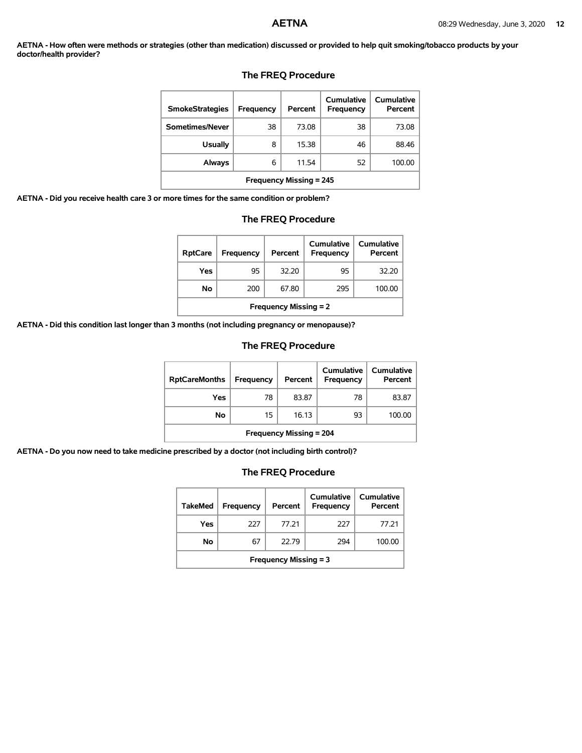**AETNA - How often were methods or strategies (other than medication) discussed or provided to help quit smoking/tobacco products by your doctor/health provider?**

## The FREQ Procedure

| SmokeStrategies | Frequency | Percent | Cumulative Frequency | Cumulative Percent |
|---|---|---|---|---|
| Sometimes/Never | 38 | 73.08 | 38 | 73.08 |
| Usually | 8 | 15.38 | 46 | 88.46 |
| Always | 6 | 11.54 | 52 | 100.00 |
| Frequency Missing = 245 | | | | |

**AETNA - Did you receive health care 3 or more times for the same condition or problem?**

## The FREQ Procedure

| RptCare | Frequency | Percent | Cumulative Frequency | Cumulative Percent |
|---|---|---|---|---|
| Yes | 95 | 32.20 | 95 | 32.20 |
| No | 200 | 67.80 | 295 | 100.00 |
| Frequency Missing = 2 | | | | |

**AETNA - Did this condition last longer than 3 months (not including pregnancy or menopause)?**

## The FREQ Procedure

| RptCareMonths | Frequency | Percent | Cumulative Frequency | Cumulative Percent |
|---|---|---|---|---|
| Yes | 78 | 83.87 | 78 | 83.87 |
| No | 15 | 16.13 | 93 | 100.00 |
| Frequency Missing = 204 | | | | |

**AETNA - Do you now need to take medicine prescribed by a doctor (not including birth control)?**

## The FREQ Procedure

| TakeMed | Frequency | Percent | Cumulative Frequency | Cumulative Percent |
|---|---|---|---|---|
| Yes | 227 | 77.21 | 227 | 77.21 |
| No | 67 | 22.79 | 294 | 100.00 |
| Frequency Missing = 3 | | | | |